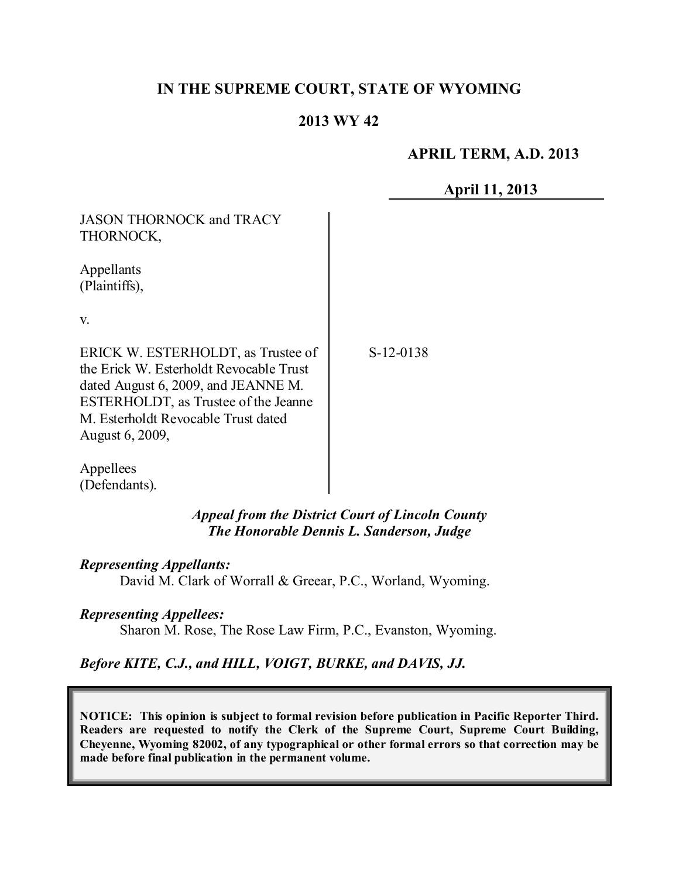**IN THE SUPREME COURT, STATE OF WYOMING**

**2013 WY 42**

**APRIL TERM, A.D. 2013**

**April 11, 2013**

JASON THORNOCK and TRACY THORNOCK,

Appellants (Plaintiffs),

v.

ERICK W. ESTERHOLDT, as Trustee of the Erick W. Esterholdt Revocable Trust dated August 6, 2009, and JEANNE M. ESTERHOLDT, as Trustee of the Jeanne M. Esterholdt Revocable Trust dated August 6, 2009,

Appellees (Defendants).

S-12-0138

***Appeal from the District Court of Lincoln County***
***The Honorable Dennis L. Sanderson, Judge***

***Representing Appellants:***
David M. Clark of Worrall & Greear, P.C., Worland, Wyoming.

***Representing Appellees:***
Sharon M. Rose, The Rose Law Firm, P.C., Evanston, Wyoming.

***Before KITE, C.J., and HILL, VOIGT, BURKE, and DAVIS, JJ.***

**NOTICE: This opinion is subject to formal revision before publication in Pacific Reporter Third. Readers are requested to notify the Clerk of the Supreme Court, Supreme Court Building, Cheyenne, Wyoming 82002, of any typographical or other formal errors so that correction may be made before final publication in the permanent volume.**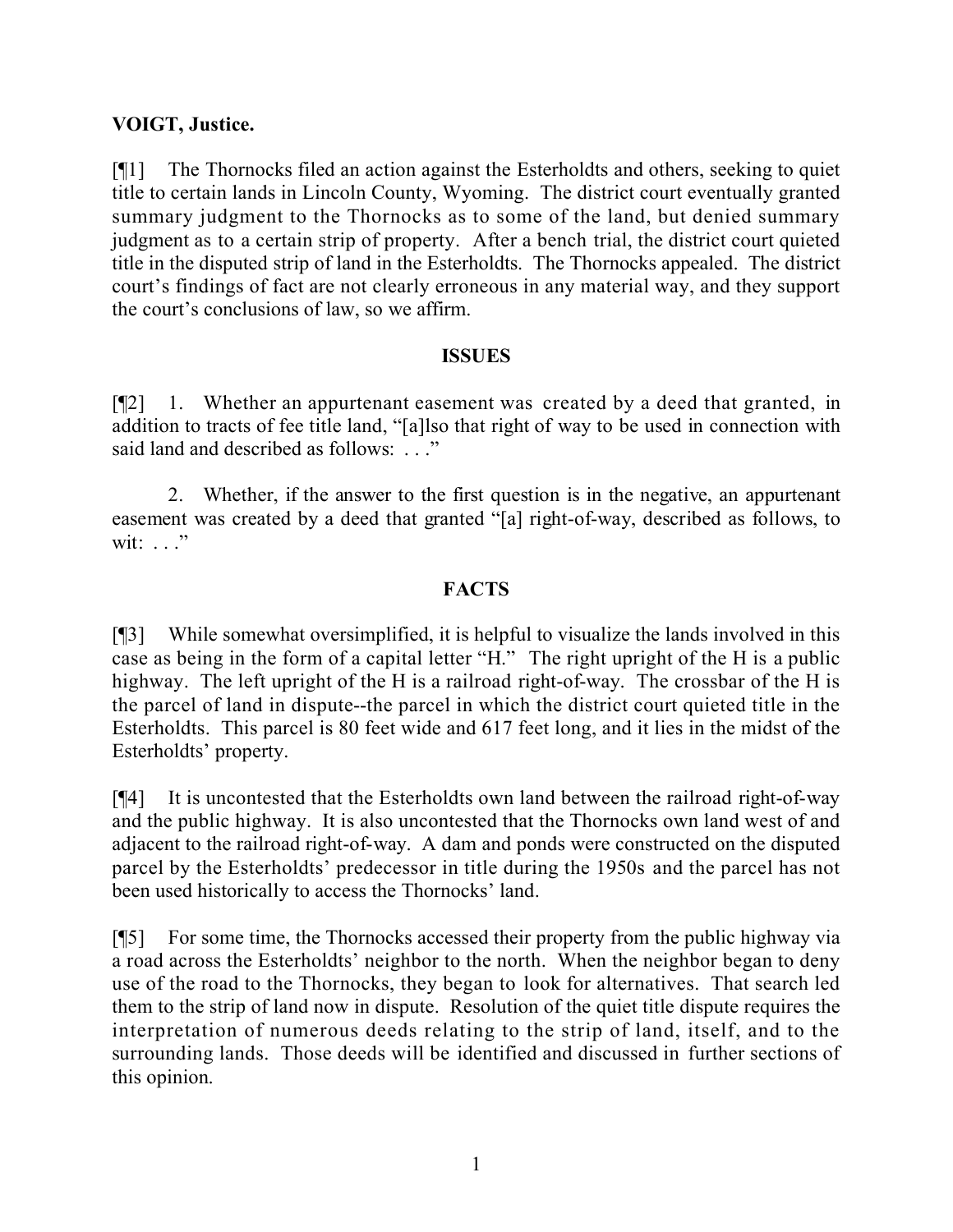**VOIGT, Justice.**

[¶1] The Thornocks filed an action against the Esterholdts and others, seeking to quiet title to certain lands in Lincoln County, Wyoming. The district court eventually granted summary judgment to the Thornocks as to some of the land, but denied summary judgment as to a certain strip of property. After a bench trial, the district court quieted title in the disputed strip of land in the Esterholdts. The Thornocks appealed. The district court's findings of fact are not clearly erroneous in any material way, and they support the court's conclusions of law, so we affirm.

## ISSUES

[¶2] 1. Whether an appurtenant easement was created by a deed that granted, in addition to tracts of fee title land, "[a]lso that right of way to be used in connection with said land and described as follows: . . ."

2. Whether, if the answer to the first question is in the negative, an appurtenant easement was created by a deed that granted "[a] right-of-way, described as follows, to wit: . . ."

## FACTS

[¶3] While somewhat oversimplified, it is helpful to visualize the lands involved in this case as being in the form of a capital letter "H." The right upright of the H is a public highway. The left upright of the H is a railroad right-of-way. The crossbar of the H is the parcel of land in dispute--the parcel in which the district court quieted title in the Esterholdts. This parcel is 80 feet wide and 617 feet long, and it lies in the midst of the Esterholdts' property.

[¶4] It is uncontested that the Esterholdts own land between the railroad right-of-way and the public highway. It is also uncontested that the Thornocks own land west of and adjacent to the railroad right-of-way. A dam and ponds were constructed on the disputed parcel by the Esterholdts' predecessor in title during the 1950s and the parcel has not been used historically to access the Thornocks' land.

[¶5] For some time, the Thornocks accessed their property from the public highway via a road across the Esterholdts' neighbor to the north. When the neighbor began to deny use of the road to the Thornocks, they began to look for alternatives. That search led them to the strip of land now in dispute. Resolution of the quiet title dispute requires the interpretation of numerous deeds relating to the strip of land, itself, and to the surrounding lands. Those deeds will be identified and discussed in further sections of this opinion.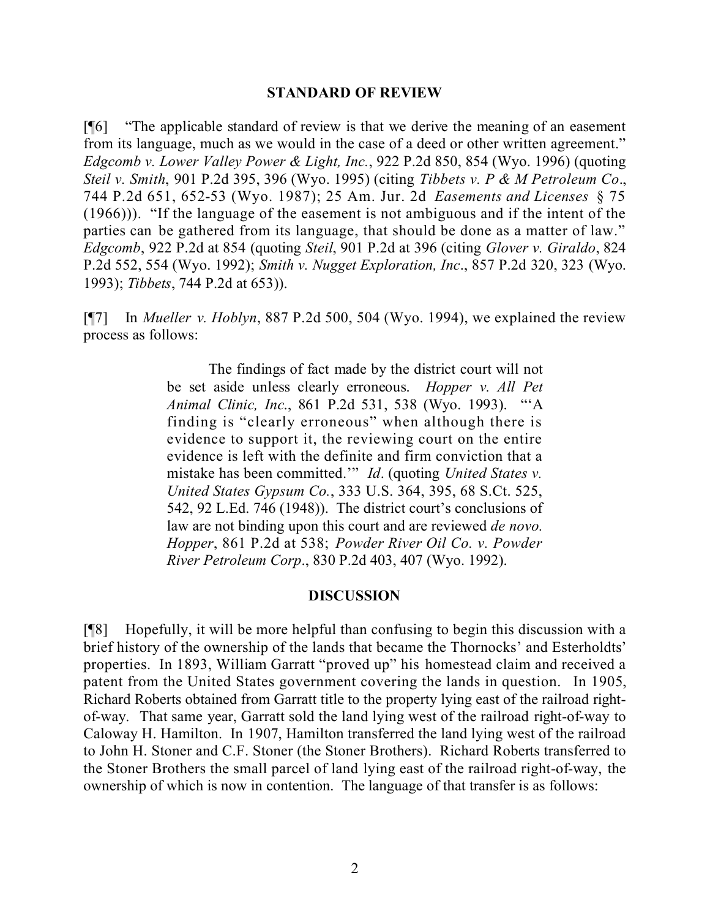## STANDARD OF REVIEW

[¶6] "The applicable standard of review is that we derive the meaning of an easement from its language, much as we would in the case of a deed or other written agreement." *Edgcomb v. Lower Valley Power & Light, Inc.*, 922 P.2d 850, 854 (Wyo. 1996) (quoting *Steil v. Smith*, 901 P.2d 395, 396 (Wyo. 1995) (citing *Tibbets v. P & M Petroleum Co*., 744 P.2d 651, 652-53 (Wyo. 1987); 25 Am. Jur. 2d *Easements and Licenses* § 75 (1966))). "If the language of the easement is not ambiguous and if the intent of the parties can be gathered from its language, that should be done as a matter of law." *Edgcomb*, 922 P.2d at 854 (quoting *Steil*, 901 P.2d at 396 (citing *Glover v. Giraldo*, 824 P.2d 552, 554 (Wyo. 1992); *Smith v. Nugget Exploration, Inc*., 857 P.2d 320, 323 (Wyo. 1993); *Tibbets*, 744 P.2d at 653)).

[¶7] In *Mueller v. Hoblyn*, 887 P.2d 500, 504 (Wyo. 1994), we explained the review process as follows:

> The findings of fact made by the district court will not be set aside unless clearly erroneous. *Hopper v. All Pet Animal Clinic, Inc.*, 861 P.2d 531, 538 (Wyo. 1993). "'A finding is "clearly erroneous" when although there is evidence to support it, the reviewing court on the entire evidence is left with the definite and firm conviction that a mistake has been committed.'" *Id*. (quoting *United States v. United States Gypsum Co.*, 333 U.S. 364, 395, 68 S.Ct. 525, 542, 92 L.Ed. 746 (1948)). The district court's conclusions of law are not binding upon this court and are reviewed *de novo. Hopper*, 861 P.2d at 538; *Powder River Oil Co. v. Powder River Petroleum Corp*., 830 P.2d 403, 407 (Wyo. 1992).

## DISCUSSION

[¶8] Hopefully, it will be more helpful than confusing to begin this discussion with a brief history of the ownership of the lands that became the Thornocks' and Esterholdts' properties. In 1893, William Garratt "proved up" his homestead claim and received a patent from the United States government covering the lands in question. In 1905, Richard Roberts obtained from Garratt title to the property lying east of the railroad right-of-way. That same year, Garratt sold the land lying west of the railroad right-of-way to Caloway H. Hamilton. In 1907, Hamilton transferred the land lying west of the railroad to John H. Stoner and C.F. Stoner (the Stoner Brothers). Richard Roberts transferred to the Stoner Brothers the small parcel of land lying east of the railroad right-of-way, the ownership of which is now in contention. The language of that transfer is as follows: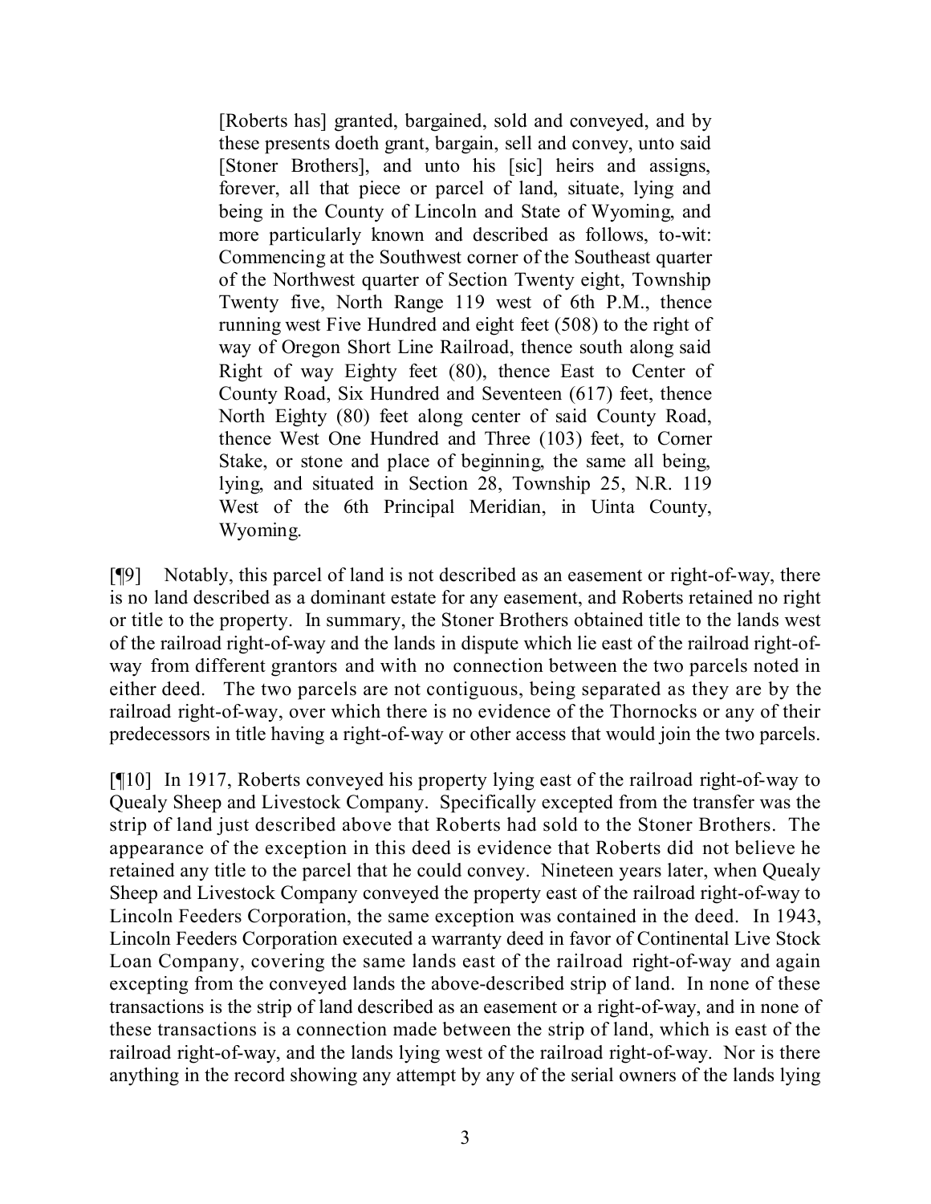> [Roberts has] granted, bargained, sold and conveyed, and by these presents doeth grant, bargain, sell and convey, unto said [Stoner Brothers], and unto his [sic] heirs and assigns, forever, all that piece or parcel of land, situate, lying and being in the County of Lincoln and State of Wyoming, and more particularly known and described as follows, to-wit: Commencing at the Southwest corner of the Southeast quarter of the Northwest quarter of Section Twenty eight, Township Twenty five, North Range 119 west of 6th P.M., thence running west Five Hundred and eight feet (508) to the right of way of Oregon Short Line Railroad, thence south along said Right of way Eighty feet (80), thence East to Center of County Road, Six Hundred and Seventeen (617) feet, thence North Eighty (80) feet along center of said County Road, thence West One Hundred and Three (103) feet, to Corner Stake, or stone and place of beginning, the same all being, lying, and situated in Section 28, Township 25, N.R. 119 West of the 6th Principal Meridian, in Uinta County, Wyoming.

[¶9] Notably, this parcel of land is not described as an easement or right-of-way, there is no land described as a dominant estate for any easement, and Roberts retained no right or title to the property. In summary, the Stoner Brothers obtained title to the lands west of the railroad right-of-way and the lands in dispute which lie east of the railroad right-of-way from different grantors and with no connection between the two parcels noted in either deed. The two parcels are not contiguous, being separated as they are by the railroad right-of-way, over which there is no evidence of the Thornocks or any of their predecessors in title having a right-of-way or other access that would join the two parcels.

[¶10] In 1917, Roberts conveyed his property lying east of the railroad right-of-way to Quealy Sheep and Livestock Company. Specifically excepted from the transfer was the strip of land just described above that Roberts had sold to the Stoner Brothers. The appearance of the exception in this deed is evidence that Roberts did not believe he retained any title to the parcel that he could convey. Nineteen years later, when Quealy Sheep and Livestock Company conveyed the property east of the railroad right-of-way to Lincoln Feeders Corporation, the same exception was contained in the deed. In 1943, Lincoln Feeders Corporation executed a warranty deed in favor of Continental Live Stock Loan Company, covering the same lands east of the railroad right-of-way and again excepting from the conveyed lands the above-described strip of land. In none of these transactions is the strip of land described as an easement or a right-of-way, and in none of these transactions is a connection made between the strip of land, which is east of the railroad right-of-way, and the lands lying west of the railroad right-of-way. Nor is there anything in the record showing any attempt by any of the serial owners of the lands lying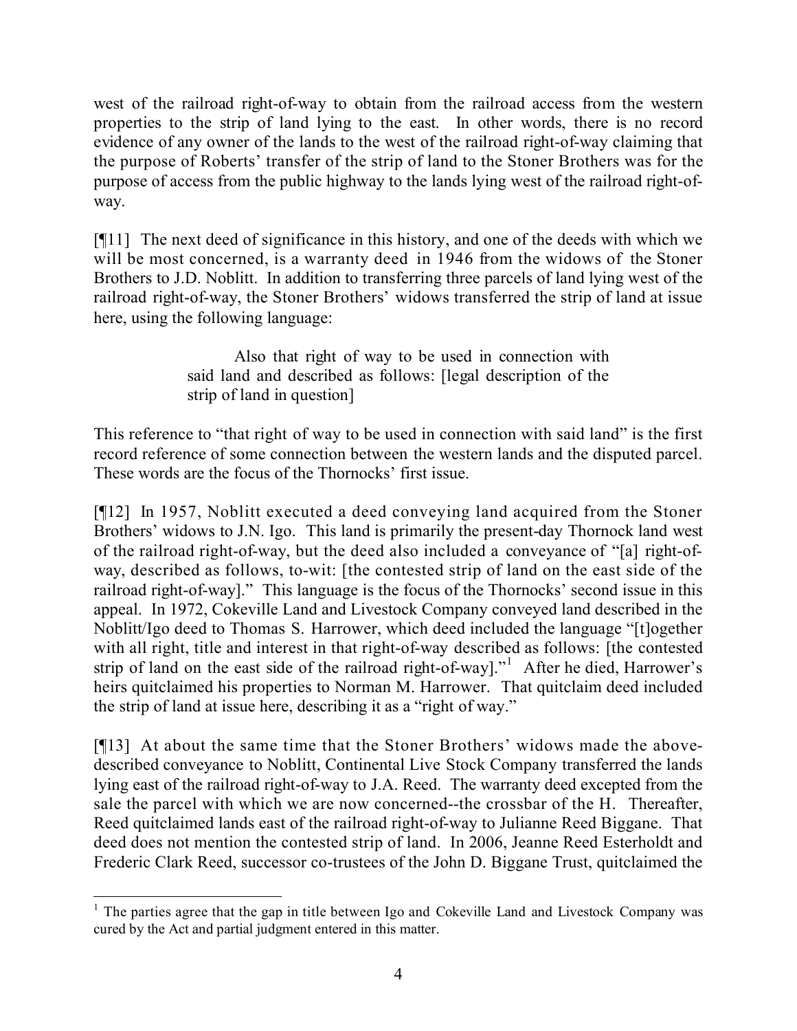west of the railroad right-of-way to obtain from the railroad access from the western properties to the strip of land lying to the east. In other words, there is no record evidence of any owner of the lands to the west of the railroad right-of-way claiming that the purpose of Roberts' transfer of the strip of land to the Stoner Brothers was for the purpose of access from the public highway to the lands lying west of the railroad right-of-way.

[¶11] The next deed of significance in this history, and one of the deeds with which we will be most concerned, is a warranty deed in 1946 from the widows of the Stoner Brothers to J.D. Noblitt. In addition to transferring three parcels of land lying west of the railroad right-of-way, the Stoner Brothers' widows transferred the strip of land at issue here, using the following language:

> Also that right of way to be used in connection with said land and described as follows: [legal description of the strip of land in question]

This reference to "that right of way to be used in connection with said land" is the first record reference of some connection between the western lands and the disputed parcel. These words are the focus of the Thornocks' first issue.

[¶12] In 1957, Noblitt executed a deed conveying land acquired from the Stoner Brothers' widows to J.N. Igo. This land is primarily the present-day Thornock land west of the railroad right-of-way, but the deed also included a conveyance of "[a] right-of-way, described as follows, to-wit: [the contested strip of land on the east side of the railroad right-of-way]." This language is the focus of the Thornocks' second issue in this appeal. In 1972, Cokeville Land and Livestock Company conveyed land described in the Noblitt/Igo deed to Thomas S. Harrower, which deed included the language "[t]ogether with all right, title and interest in that right-of-way described as follows: [the contested strip of land on the east side of the railroad right-of-way]."[1] After he died, Harrower's heirs quitclaimed his properties to Norman M. Harrower. That quitclaim deed included the strip of land at issue here, describing it as a "right of way."

[¶13] At about the same time that the Stoner Brothers' widows made the above-described conveyance to Noblitt, Continental Live Stock Company transferred the lands lying east of the railroad right-of-way to J.A. Reed. The warranty deed excepted from the sale the parcel with which we are now concerned--the crossbar of the H. Thereafter, Reed quitclaimed lands east of the railroad right-of-way to Julianne Reed Biggane. That deed does not mention the contested strip of land. In 2006, Jeanne Reed Esterholdt and Frederic Clark Reed, successor co-trustees of the John D. Biggane Trust, quitclaimed the

---

[1] The parties agree that the gap in title between Igo and Cokeville Land and Livestock Company was cured by the Act and partial judgment entered in this matter.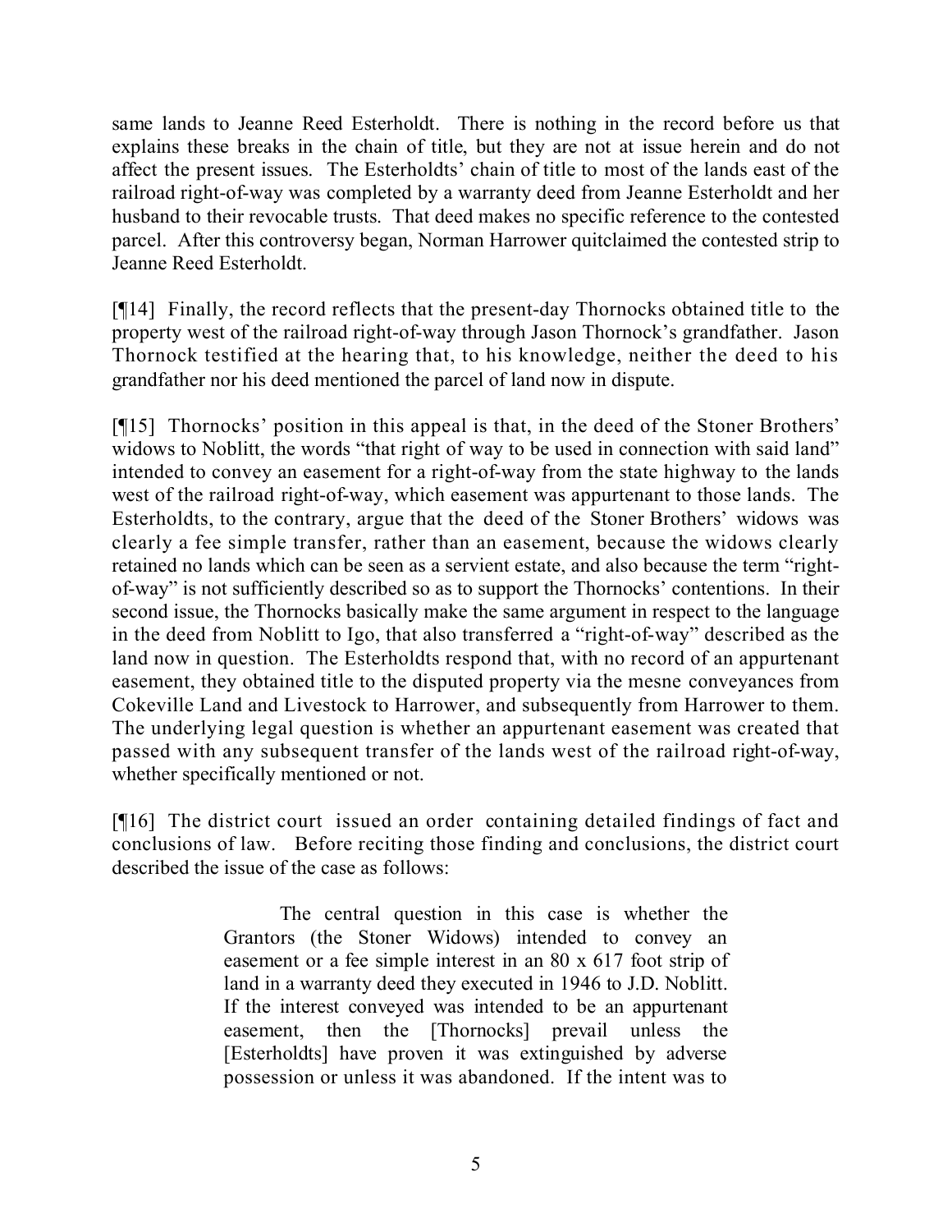same lands to Jeanne Reed Esterholdt. There is nothing in the record before us that explains these breaks in the chain of title, but they are not at issue herein and do not affect the present issues. The Esterholdts' chain of title to most of the lands east of the railroad right-of-way was completed by a warranty deed from Jeanne Esterholdt and her husband to their revocable trusts. That deed makes no specific reference to the contested parcel. After this controversy began, Norman Harrower quitclaimed the contested strip to Jeanne Reed Esterholdt.

[¶14] Finally, the record reflects that the present-day Thornocks obtained title to the property west of the railroad right-of-way through Jason Thornock's grandfather. Jason Thornock testified at the hearing that, to his knowledge, neither the deed to his grandfather nor his deed mentioned the parcel of land now in dispute.

[¶15] Thornocks' position in this appeal is that, in the deed of the Stoner Brothers' widows to Noblitt, the words "that right of way to be used in connection with said land" intended to convey an easement for a right-of-way from the state highway to the lands west of the railroad right-of-way, which easement was appurtenant to those lands. The Esterholdts, to the contrary, argue that the deed of the Stoner Brothers' widows was clearly a fee simple transfer, rather than an easement, because the widows clearly retained no lands which can be seen as a servient estate, and also because the term "right-of-way" is not sufficiently described so as to support the Thornocks' contentions. In their second issue, the Thornocks basically make the same argument in respect to the language in the deed from Noblitt to Igo, that also transferred a "right-of-way" described as the land now in question. The Esterholdts respond that, with no record of an appurtenant easement, they obtained title to the disputed property via the mesne conveyances from Cokeville Land and Livestock to Harrower, and subsequently from Harrower to them. The underlying legal question is whether an appurtenant easement was created that passed with any subsequent transfer of the lands west of the railroad right-of-way, whether specifically mentioned or not.

[¶16] The district court issued an order containing detailed findings of fact and conclusions of law. Before reciting those finding and conclusions, the district court described the issue of the case as follows:

> The central question in this case is whether the Grantors (the Stoner Widows) intended to convey an easement or a fee simple interest in an 80 x 617 foot strip of land in a warranty deed they executed in 1946 to J.D. Noblitt. If the interest conveyed was intended to be an appurtenant easement, then the [Thornocks] prevail unless the [Esterholdts] have proven it was extinguished by adverse possession or unless it was abandoned. If the intent was to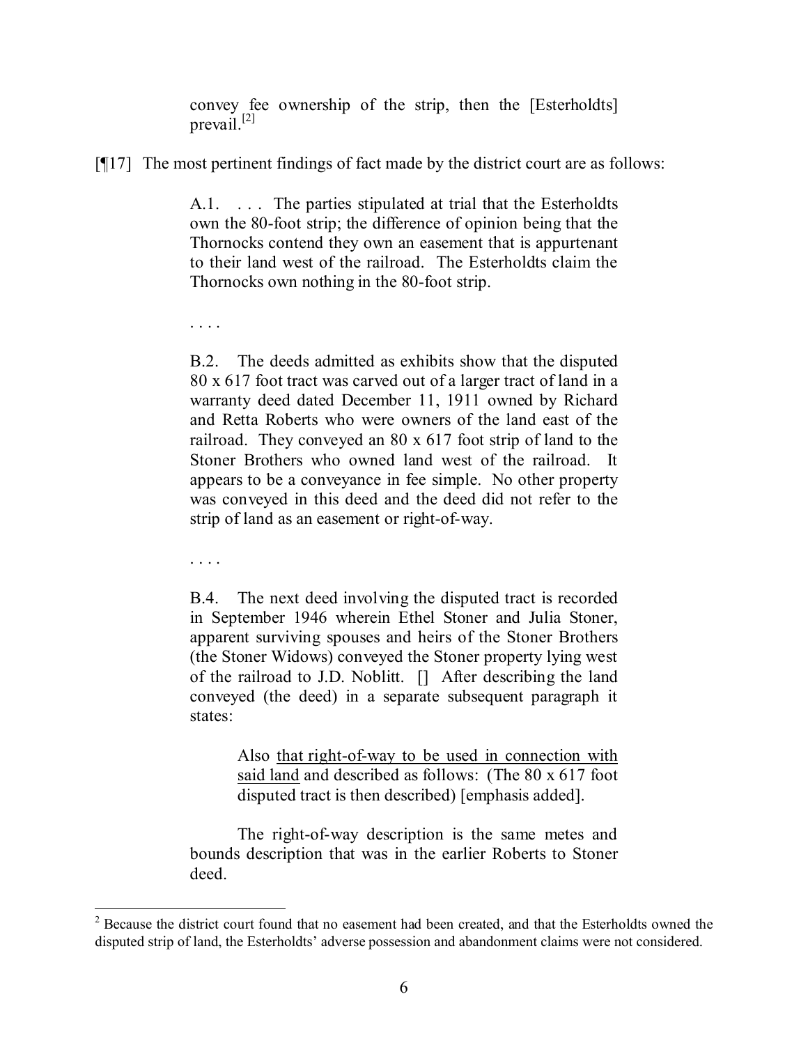> convey fee ownership of the strip, then the [Esterholdts] prevail.[2]

[¶17] The most pertinent findings of fact made by the district court are as follows:

> A.1. . . . The parties stipulated at trial that the Esterholdts own the 80-foot strip; the difference of opinion being that the Thornocks contend they own an easement that is appurtenant to their land west of the railroad. The Esterholdts claim the Thornocks own nothing in the 80-foot strip.
>
> . . . .
>
> B.2. The deeds admitted as exhibits show that the disputed 80 x 617 foot tract was carved out of a larger tract of land in a warranty deed dated December 11, 1911 owned by Richard and Retta Roberts who were owners of the land east of the railroad. They conveyed an 80 x 617 foot strip of land to the Stoner Brothers who owned land west of the railroad. It appears to be a conveyance in fee simple. No other property was conveyed in this deed and the deed did not refer to the strip of land as an easement or right-of-way.
>
> . . . .
>
> B.4. The next deed involving the disputed tract is recorded in September 1946 wherein Ethel Stoner and Julia Stoner, apparent surviving spouses and heirs of the Stoner Brothers (the Stoner Widows) conveyed the Stoner property lying west of the railroad to J.D. Noblitt. [] After describing the land conveyed (the deed) in a separate subsequent paragraph it states:
>
>> Also <u>that right-of-way to be used in connection with said land</u> and described as follows: (The 80 x 617 foot disputed tract is then described) [emphasis added].
>
> The right-of-way description is the same metes and bounds description that was in the earlier Roberts to Stoner deed.

---

[2] Because the district court found that no easement had been created, and that the Esterholdts owned the disputed strip of land, the Esterholdts' adverse possession and abandonment claims were not considered.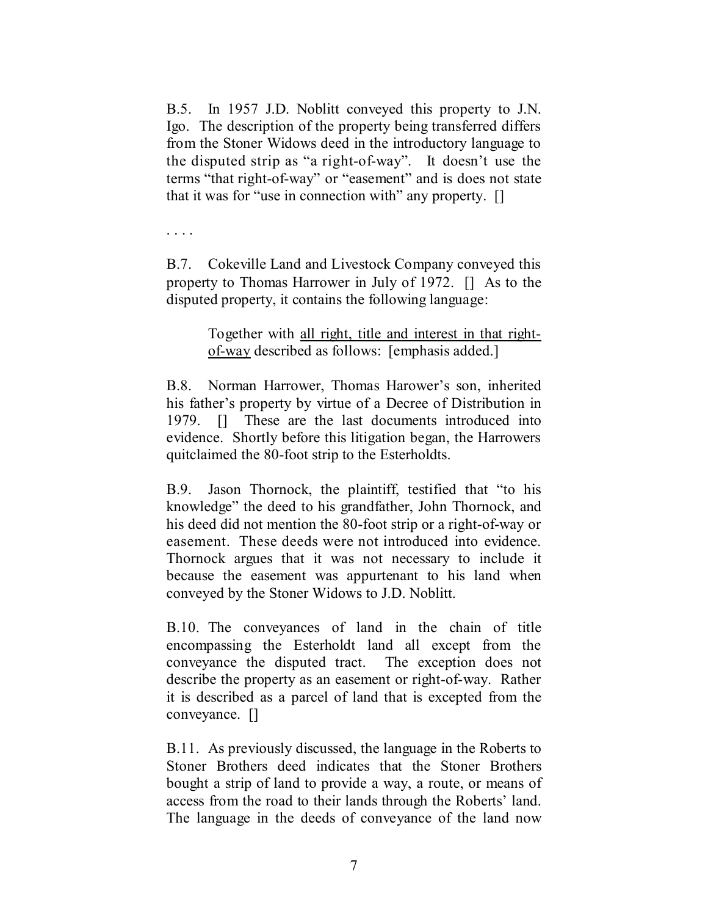B.5. In 1957 J.D. Noblitt conveyed this property to J.N. Igo. The description of the property being transferred differs from the Stoner Widows deed in the introductory language to the disputed strip as "a right-of-way". It doesn't use the terms "that right-of-way" or "easement" and is does not state that it was for "use in connection with" any property. []

. . . .

B.7. Cokeville Land and Livestock Company conveyed this property to Thomas Harrower in July of 1972. [] As to the disputed property, it contains the following language:

> Together with <u>all right, title and interest in that right-of-way</u> described as follows: [emphasis added.]

B.8. Norman Harrower, Thomas Harower's son, inherited his father's property by virtue of a Decree of Distribution in 1979. [] These are the last documents introduced into evidence. Shortly before this litigation began, the Harrowers quitclaimed the 80-foot strip to the Esterholdts.

B.9. Jason Thornock, the plaintiff, testified that "to his knowledge" the deed to his grandfather, John Thornock, and his deed did not mention the 80-foot strip or a right-of-way or easement. These deeds were not introduced into evidence. Thornock argues that it was not necessary to include it because the easement was appurtenant to his land when conveyed by the Stoner Widows to J.D. Noblitt.

B.10. The conveyances of land in the chain of title encompassing the Esterholdt land all except from the conveyance the disputed tract. The exception does not describe the property as an easement or right-of-way. Rather it is described as a parcel of land that is excepted from the conveyance. []

B.11. As previously discussed, the language in the Roberts to Stoner Brothers deed indicates that the Stoner Brothers bought a strip of land to provide a way, a route, or means of access from the road to their lands through the Roberts' land. The language in the deeds of conveyance of the land now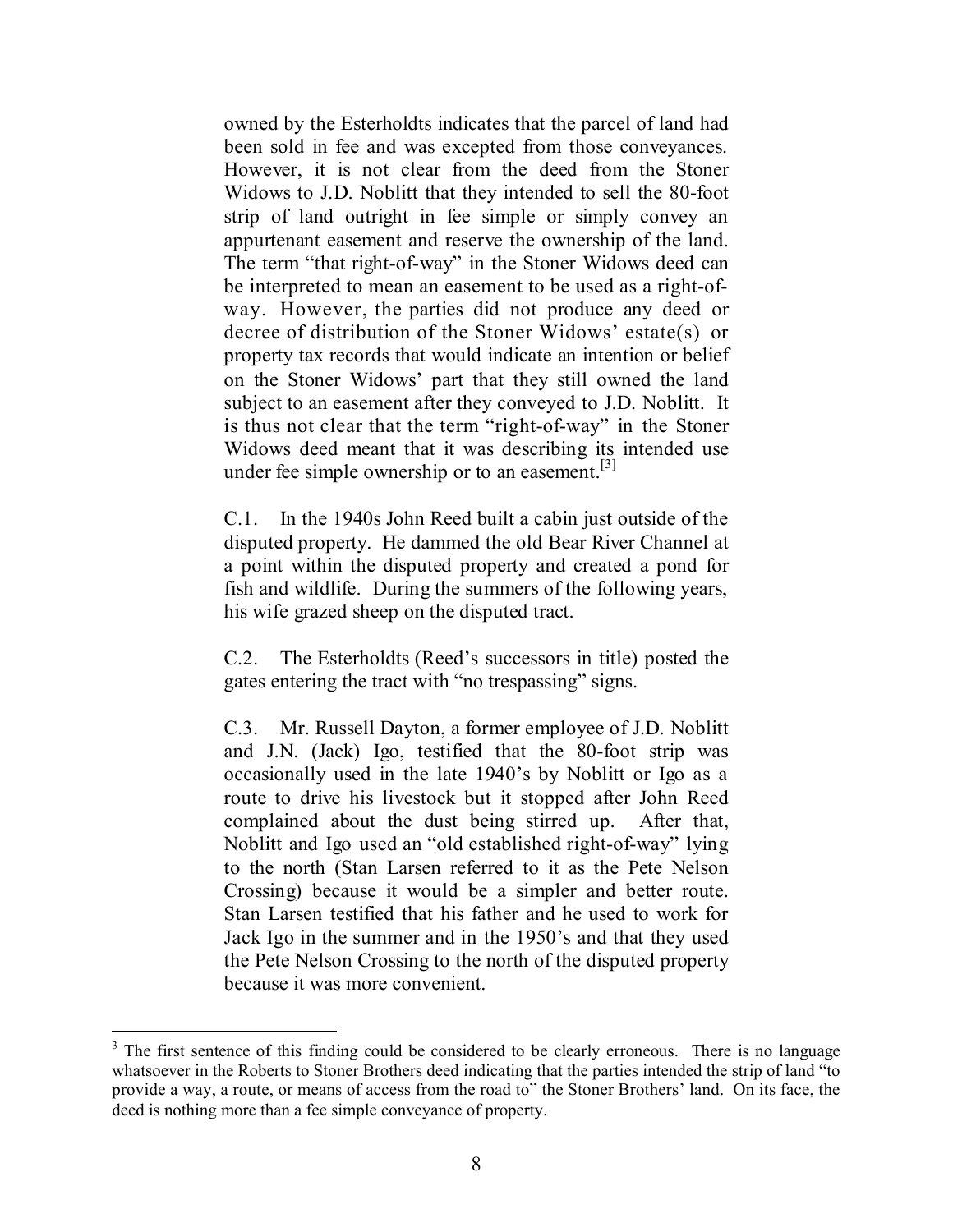owned by the Esterholdts indicates that the parcel of land had been sold in fee and was excepted from those conveyances. However, it is not clear from the deed from the Stoner Widows to J.D. Noblitt that they intended to sell the 80-foot strip of land outright in fee simple or simply convey an appurtenant easement and reserve the ownership of the land. The term "that right-of-way" in the Stoner Widows deed can be interpreted to mean an easement to be used as a right-of-way. However, the parties did not produce any deed or decree of distribution of the Stoner Widows' estate(s) or property tax records that would indicate an intention or belief on the Stoner Widows' part that they still owned the land subject to an easement after they conveyed to J.D. Noblitt. It is thus not clear that the term "right-of-way" in the Stoner Widows deed meant that it was describing its intended use under fee simple ownership or to an easement.[3]

C.1. In the 1940s John Reed built a cabin just outside of the disputed property. He dammed the old Bear River Channel at a point within the disputed property and created a pond for fish and wildlife. During the summers of the following years, his wife grazed sheep on the disputed tract.

C.2. The Esterholdts (Reed's successors in title) posted the gates entering the tract with "no trespassing" signs.

C.3. Mr. Russell Dayton, a former employee of J.D. Noblitt and J.N. (Jack) Igo, testified that the 80-foot strip was occasionally used in the late 1940's by Noblitt or Igo as a route to drive his livestock but it stopped after John Reed complained about the dust being stirred up. After that, Noblitt and Igo used an "old established right-of-way" lying to the north (Stan Larsen referred to it as the Pete Nelson Crossing) because it would be a simpler and better route. Stan Larsen testified that his father and he used to work for Jack Igo in the summer and in the 1950's and that they used the Pete Nelson Crossing to the north of the disputed property because it was more convenient.

---

[3] The first sentence of this finding could be considered to be clearly erroneous. There is no language whatsoever in the Roberts to Stoner Brothers deed indicating that the parties intended the strip of land "to provide a way, a route, or means of access from the road to" the Stoner Brothers' land. On its face, the deed is nothing more than a fee simple conveyance of property.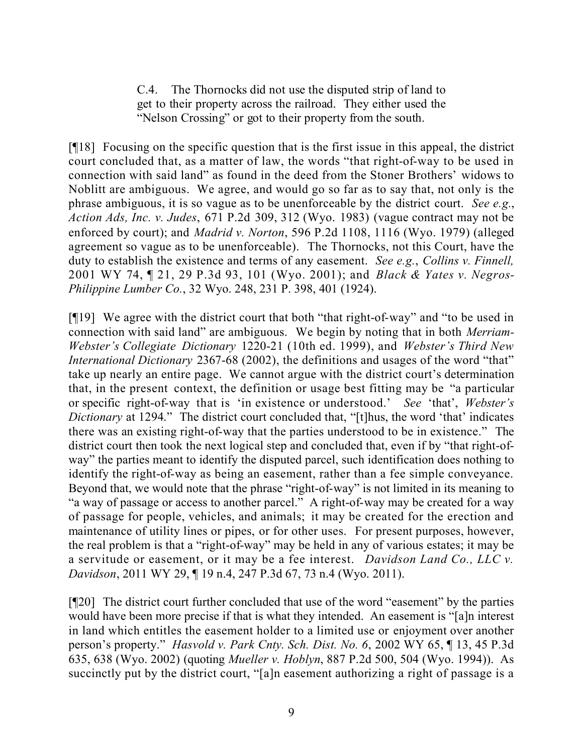> C.4. The Thornocks did not use the disputed strip of land to get to their property across the railroad. They either used the "Nelson Crossing" or got to their property from the south.

[¶18] Focusing on the specific question that is the first issue in this appeal, the district court concluded that, as a matter of law, the words "that right-of-way to be used in connection with said land" as found in the deed from the Stoner Brothers' widows to Noblitt are ambiguous. We agree, and would go so far as to say that, not only is the phrase ambiguous, it is so vague as to be unenforceable by the district court. *See e.g.*, *Action Ads, Inc. v. Judes*, 671 P.2d 309, 312 (Wyo. 1983) (vague contract may not be enforced by court); and *Madrid v. Norton*, 596 P.2d 1108, 1116 (Wyo. 1979) (alleged agreement so vague as to be unenforceable). The Thornocks, not this Court, have the duty to establish the existence and terms of any easement. *See e.g.*, *Collins v. Finnell,* 2001 WY 74, ¶ 21, 29 P.3d 93, 101 (Wyo. 2001); and *Black & Yates v. Negros-Philippine Lumber Co.*, 32 Wyo. 248, 231 P. 398, 401 (1924).

[¶19] We agree with the district court that both "that right-of-way" and "to be used in connection with said land" are ambiguous. We begin by noting that in both *Merriam-Webster's Collegiate Dictionary* 1220-21 (10th ed. 1999), and *Webster's Third New International Dictionary* 2367-68 (2002), the definitions and usages of the word "that" take up nearly an entire page. We cannot argue with the district court's determination that, in the present context, the definition or usage best fitting may be "a particular or specific right-of-way that is 'in existence or understood.' *See* 'that', *Webster's Dictionary* at 1294." The district court concluded that, "[t]hus, the word 'that' indicates there was an existing right-of-way that the parties understood to be in existence." The district court then took the next logical step and concluded that, even if by "that right-of-way" the parties meant to identify the disputed parcel, such identification does nothing to identify the right-of-way as being an easement, rather than a fee simple conveyance. Beyond that, we would note that the phrase "right-of-way" is not limited in its meaning to "a way of passage or access to another parcel." A right-of-way may be created for a way of passage for people, vehicles, and animals; it may be created for the erection and maintenance of utility lines or pipes, or for other uses. For present purposes, however, the real problem is that a "right-of-way" may be held in any of various estates; it may be a servitude or easement, or it may be a fee interest. *Davidson Land Co., LLC v. Davidson*, 2011 WY 29, ¶ 19 n.4, 247 P.3d 67, 73 n.4 (Wyo. 2011).

[¶20] The district court further concluded that use of the word "easement" by the parties would have been more precise if that is what they intended. An easement is "[a]n interest in land which entitles the easement holder to a limited use or enjoyment over another person's property." *Hasvold v. Park Cnty. Sch. Dist. No. 6*, 2002 WY 65, ¶ 13, 45 P.3d 635, 638 (Wyo. 2002) (quoting *Mueller v. Hoblyn*, 887 P.2d 500, 504 (Wyo. 1994)). As succinctly put by the district court, "[a]n easement authorizing a right of passage is a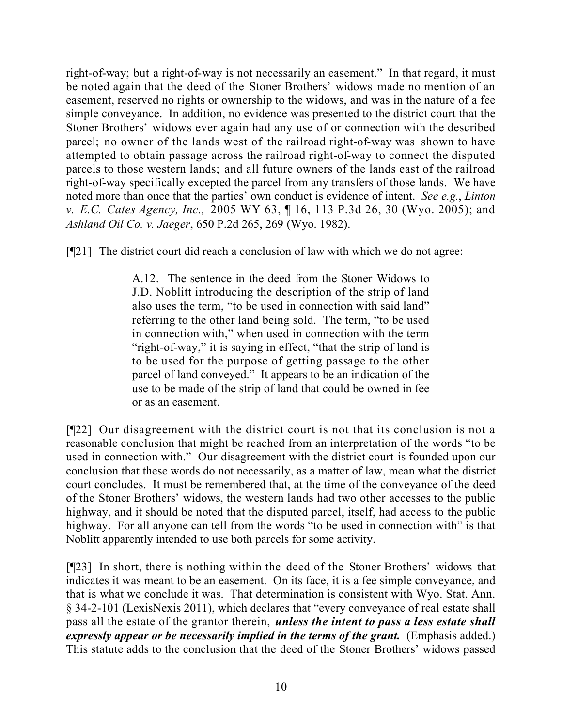right-of-way; but a right-of-way is not necessarily an easement." In that regard, it must be noted again that the deed of the Stoner Brothers' widows made no mention of an easement, reserved no rights or ownership to the widows, and was in the nature of a fee simple conveyance. In addition, no evidence was presented to the district court that the Stoner Brothers' widows ever again had any use of or connection with the described parcel; no owner of the lands west of the railroad right-of-way was shown to have attempted to obtain passage across the railroad right-of-way to connect the disputed parcels to those western lands; and all future owners of the lands east of the railroad right-of-way specifically excepted the parcel from any transfers of those lands. We have noted more than once that the parties' own conduct is evidence of intent. *See e.g.*, *Linton v. E.C. Cates Agency, Inc.,* 2005 WY 63, ¶ 16, 113 P.3d 26, 30 (Wyo. 2005); and *Ashland Oil Co. v. Jaeger*, 650 P.2d 265, 269 (Wyo. 1982).

[¶21] The district court did reach a conclusion of law with which we do not agree:

> A.12. The sentence in the deed from the Stoner Widows to J.D. Noblitt introducing the description of the strip of land also uses the term, "to be used in connection with said land" referring to the other land being sold. The term, "to be used in connection with," when used in connection with the term "right-of-way," it is saying in effect, "that the strip of land is to be used for the purpose of getting passage to the other parcel of land conveyed." It appears to be an indication of the use to be made of the strip of land that could be owned in fee or as an easement.

[¶22] Our disagreement with the district court is not that its conclusion is not a reasonable conclusion that might be reached from an interpretation of the words "to be used in connection with." Our disagreement with the district court is founded upon our conclusion that these words do not necessarily, as a matter of law, mean what the district court concludes. It must be remembered that, at the time of the conveyance of the deed of the Stoner Brothers' widows, the western lands had two other accesses to the public highway, and it should be noted that the disputed parcel, itself, had access to the public highway. For all anyone can tell from the words "to be used in connection with" is that Noblitt apparently intended to use both parcels for some activity.

[¶23] In short, there is nothing within the deed of the Stoner Brothers' widows that indicates it was meant to be an easement. On its face, it is a fee simple conveyance, and that is what we conclude it was. That determination is consistent with Wyo. Stat. Ann. § 34-2-101 (LexisNexis 2011), which declares that "every conveyance of real estate shall pass all the estate of the grantor therein, ***unless the intent to pass a less estate shall expressly appear or be necessarily implied in the terms of the grant.*** (Emphasis added.) This statute adds to the conclusion that the deed of the Stoner Brothers' widows passed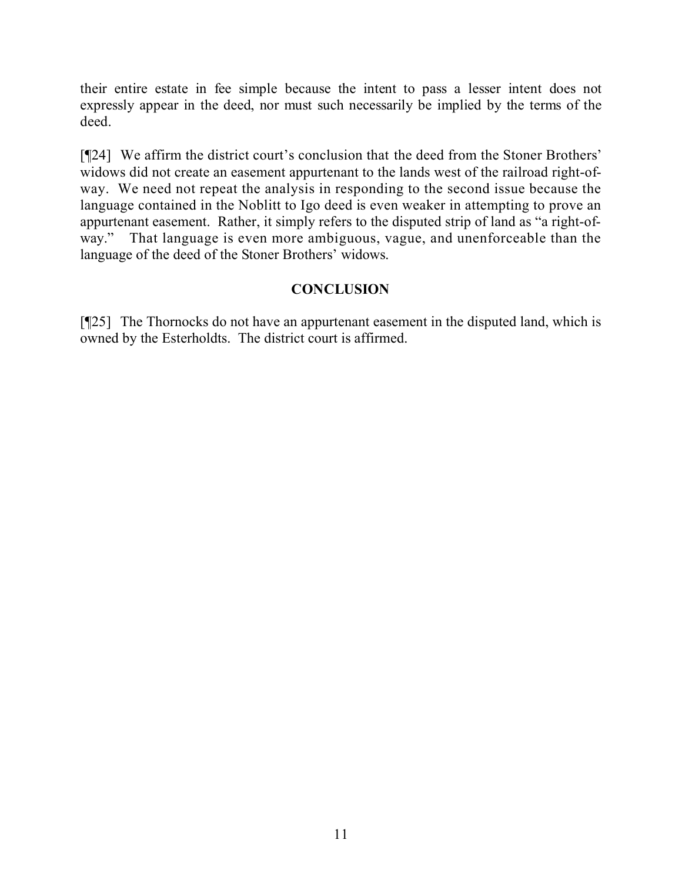their entire estate in fee simple because the intent to pass a lesser intent does not expressly appear in the deed, nor must such necessarily be implied by the terms of the deed.

[¶24] We affirm the district court's conclusion that the deed from the Stoner Brothers' widows did not create an easement appurtenant to the lands west of the railroad right-of-way. We need not repeat the analysis in responding to the second issue because the language contained in the Noblitt to Igo deed is even weaker in attempting to prove an appurtenant easement. Rather, it simply refers to the disputed strip of land as "a right-of-way." That language is even more ambiguous, vague, and unenforceable than the language of the deed of the Stoner Brothers' widows.

## CONCLUSION

[¶25] The Thornocks do not have an appurtenant easement in the disputed land, which is owned by the Esterholdts. The district court is affirmed.